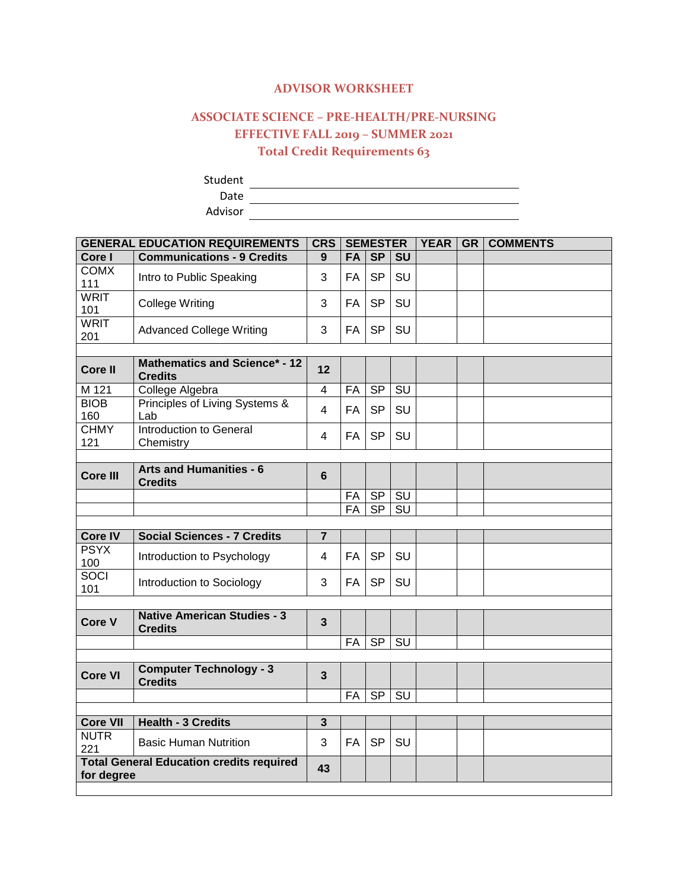# ADVISOR WORKSHEET

## ASSOCIATE SCIENCE – PRE-HEALTH/PRE-NURSING
## EFFECTIVE FALL 2019 – SUMMER 2021
## Total Credit Requirements 63

Student ____________________

Date ____________________

Advisor ____________________

| GENERAL EDUCATION REQUIREMENTS | | CRS | SEMESTER | | | YEAR | GR | COMMENTS |
|---|---|---|---|---|---|---|---|---|
| **Core I** | **Communications - 9 Credits** | **9** | **FA** | **SP** | **SU** | | | |
| COMX 111 | Intro to Public Speaking | 3 | FA | SP | SU | | | |
| WRIT 101 | College Writing | 3 | FA | SP | SU | | | |
| WRIT 201 | Advanced College Writing | 3 | FA | SP | SU | | | |
| | | | | | | | | |
| **Core II** | **Mathematics and Science* - 12 Credits** | **12** | | | | | | |
| M 121 | College Algebra | 4 | FA | SP | SU | | | |
| BIOB 160 | Principles of Living Systems & Lab | 4 | FA | SP | SU | | | |
| CHMY 121 | Introduction to General Chemistry | 4 | FA | SP | SU | | | |
| | | | | | | | | |
| **Core III** | **Arts and Humanities - 6 Credits** | **6** | | | | | | |
| | | | FA | SP | SU | | | |
| | | | FA | SP | SU | | | |
| | | | | | | | | |
| **Core IV** | **Social Sciences - 7 Credits** | **7** | | | | | | |
| PSYX 100 | Introduction to Psychology | 4 | FA | SP | SU | | | |
| SOCI 101 | Introduction to Sociology | 3 | FA | SP | SU | | | |
| | | | | | | | | |
| **Core V** | **Native American Studies - 3 Credits** | **3** | | | | | | |
| | | | FA | SP | SU | | | |
| | | | | | | | | |
| **Core VI** | **Computer Technology - 3 Credits** | **3** | | | | | | |
| | | | FA | SP | SU | | | |
| | | | | | | | | |
| **Core VII** | **Health - 3 Credits** | **3** | | | | | | |
| NUTR 221 | Basic Human Nutrition | 3 | FA | SP | SU | | | |
| **Total General Education credits required for degree** | | **43** | | | | | | |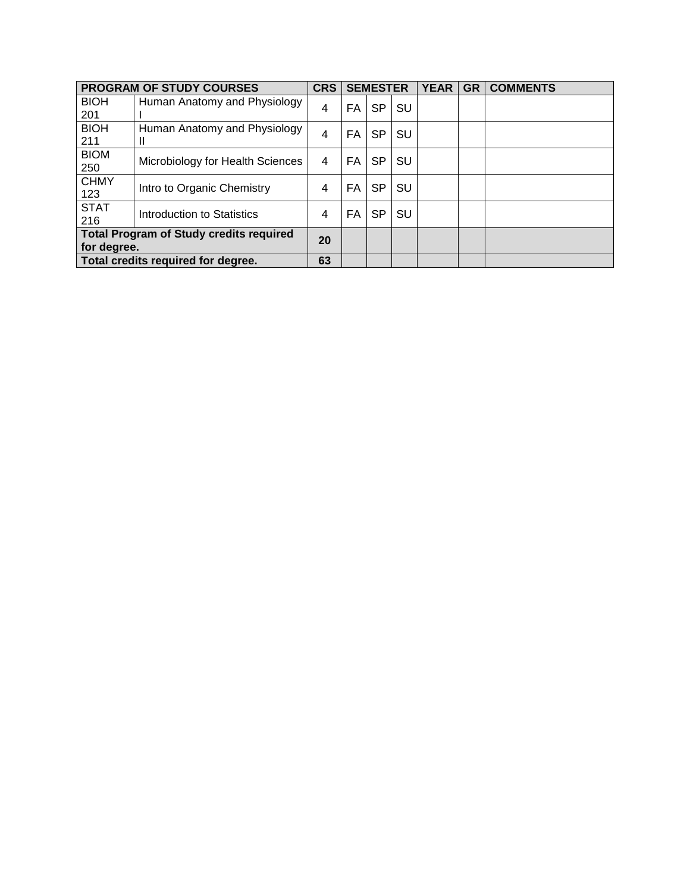| PROGRAM OF STUDY COURSES | | CRS | SEMESTER | | | YEAR | GR | COMMENTS |
|---|---|---|---|---|---|---|---|---|
| BIOH 201 | Human Anatomy and Physiology I | 4 | FA | SP | SU | | | |
| BIOH 211 | Human Anatomy and Physiology II | 4 | FA | SP | SU | | | |
| BIOM 250 | Microbiology for Health Sciences | 4 | FA | SP | SU | | | |
| CHMY 123 | Intro to Organic Chemistry | 4 | FA | SP | SU | | | |
| STAT 216 | Introduction to Statistics | 4 | FA | SP | SU | | | |
| **Total Program of Study credits required for degree.** | | **20** | | | | | | |
| **Total credits required for degree.** | | **63** | | | | | | |